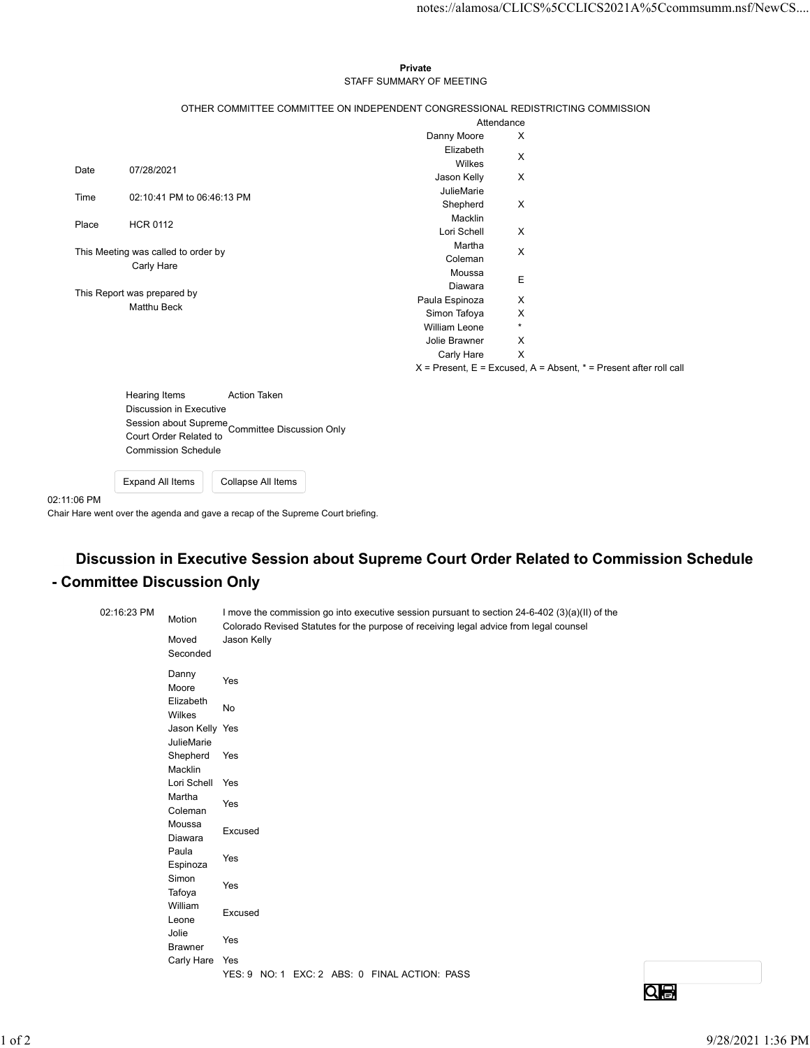**Private**

STAFF SUMMARY OF MEETING

OTHER COMMITTEE COMMITTEE ON INDEPENDENT CONGRESSIONAL REDISTRICTING COMMISSION

| | |
|---|---|
| Date | 07/28/2021 |
| Time | 02:10:41 PM to 06:46:13 PM |
| Place | HCR 0112 |

This Meeting was called to order by
Carly Hare

This Report was prepared by
Matthu Beck

| | Attendance |
|---|---|
| Danny Moore | X |
| Elizabeth Wilkes | X |
| Jason Kelly | X |
| JulieMarie Shepherd Macklin | X |
| Lori Schell | X |
| Martha Coleman | X |
| Moussa Diawara | E |
| Paula Espinoza | X |
| Simon Tafoya | X |
| William Leone | * |
| Jolie Brawner | X |
| Carly Hare | X |

X = Present, E = Excused, A = Absent, * = Present after roll call

| Hearing Items | Action Taken |
|---|---|
| Discussion in Executive Session about Supreme Court Order Related to Commission Schedule | Committee Discussion Only |

02:11:06 PM
Chair Hare went over the agenda and gave a recap of the Supreme Court briefing.

## Discussion in Executive Session about Supreme Court Order Related to Commission Schedule - Committee Discussion Only

02:16:23 PM

| | |
|---|---|
| Motion | I move the commission go into executive session pursuant to section 24-6-402 (3)(a)(II) of the Colorado Revised Statutes for the purpose of receiving legal advice from legal counsel |
| Moved | Jason Kelly |
| Seconded | |
| Danny Moore | Yes |
| Elizabeth Wilkes | No |
| Jason Kelly | Yes |
| JulieMarie Shepherd Macklin | Yes |
| Lori Schell | Yes |
| Martha Coleman | Yes |
| Moussa Diawara | Excused |
| Paula Espinoza | Yes |
| Simon Tafoya | Yes |
| William Leone | Excused |
| Jolie Brawner | Yes |
| Carly Hare | Yes |
| | YES: 9 NO: 1 EXC: 2 ABS: 0 FINAL ACTION: PASS |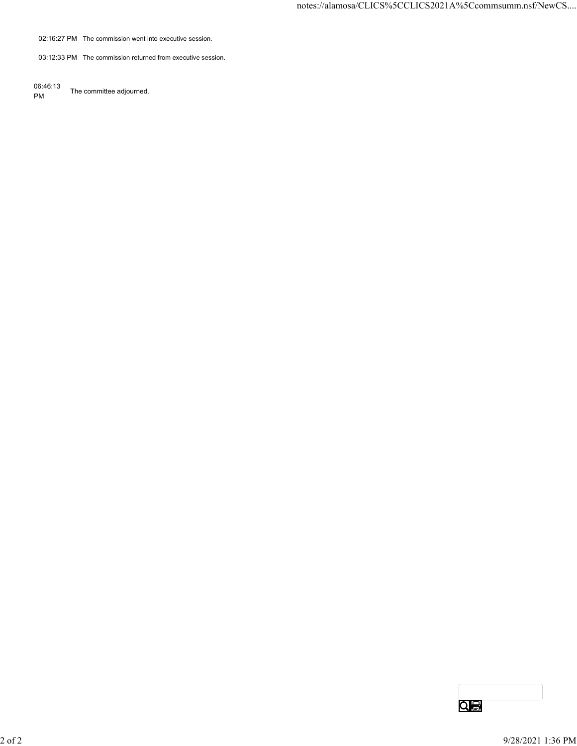| | |
|---|---|
| 02:16:27 PM | The commission went into executive session. |
| 03:12:33 PM | The commission returned from executive session. |
| 06:46:13 PM | The committee adjourned. |